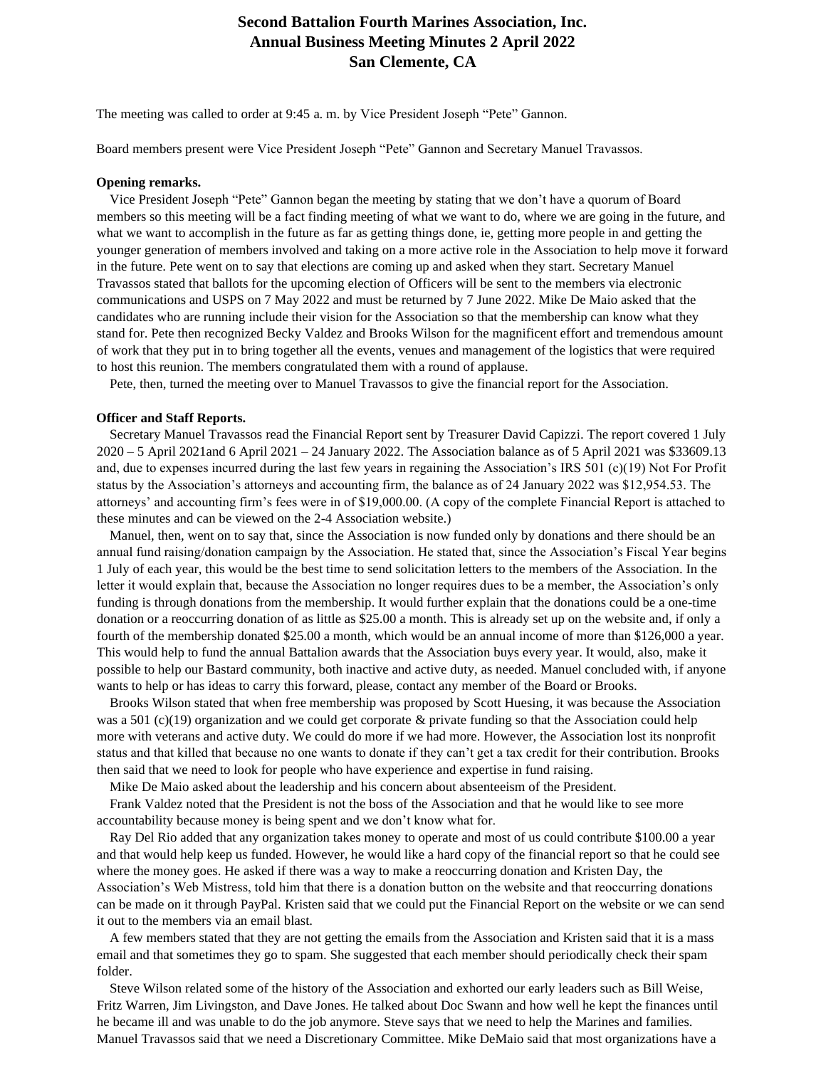# Second Battalion Fourth Marines Association, Inc.
## Annual Business Meeting Minutes 2 April 2022
## San Clemente, CA

The meeting was called to order at 9:45 a. m. by Vice President Joseph "Pete" Gannon.

Board members present were Vice President Joseph "Pete" Gannon and Secretary Manuel Travassos.

**Opening remarks.**

Vice President Joseph "Pete" Gannon began the meeting by stating that we don't have a quorum of Board members so this meeting will be a fact finding meeting of what we want to do, where we are going in the future, and what we want to accomplish in the future as far as getting things done, ie, getting more people in and getting the younger generation of members involved and taking on a more active role in the Association to help move it forward in the future. Pete went on to say that elections are coming up and asked when they start. Secretary Manuel Travassos stated that ballots for the upcoming election of Officers will be sent to the members via electronic communications and USPS on 7 May 2022 and must be returned by 7 June 2022. Mike De Maio asked that the candidates who are running include their vision for the Association so that the membership can know what they stand for. Pete then recognized Becky Valdez and Brooks Wilson for the magnificent effort and tremendous amount of work that they put in to bring together all the events, venues and management of the logistics that were required to host this reunion. The members congratulated them with a round of applause.

Pete, then, turned the meeting over to Manuel Travassos to give the financial report for the Association.

**Officer and Staff Reports.**

Secretary Manuel Travassos read the Financial Report sent by Treasurer David Capizzi. The report covered 1 July 2020 – 5 April 2021and 6 April 2021 – 24 January 2022. The Association balance as of 5 April 2021 was $33609.13 and, due to expenses incurred during the last few years in regaining the Association's IRS 501 (c)(19) Not For Profit status by the Association's attorneys and accounting firm, the balance as of 24 January 2022 was $12,954.53. The attorneys' and accounting firm's fees were in of $19,000.00. (A copy of the complete Financial Report is attached to these minutes and can be viewed on the 2-4 Association website.)

Manuel, then, went on to say that, since the Association is now funded only by donations and there should be an annual fund raising/donation campaign by the Association. He stated that, since the Association's Fiscal Year begins 1 July of each year, this would be the best time to send solicitation letters to the members of the Association. In the letter it would explain that, because the Association no longer requires dues to be a member, the Association's only funding is through donations from the membership. It would further explain that the donations could be a one-time donation or a reoccurring donation of as little as $25.00 a month. This is already set up on the website and, if only a fourth of the membership donated $25.00 a month, which would be an annual income of more than $126,000 a year. This would help to fund the annual Battalion awards that the Association buys every year. It would, also, make it possible to help our Bastard community, both inactive and active duty, as needed. Manuel concluded with, if anyone wants to help or has ideas to carry this forward, please, contact any member of the Board or Brooks.

Brooks Wilson stated that when free membership was proposed by Scott Huesing, it was because the Association was a 501 (c)(19) organization and we could get corporate & private funding so that the Association could help more with veterans and active duty. We could do more if we had more. However, the Association lost its nonprofit status and that killed that because no one wants to donate if they can't get a tax credit for their contribution. Brooks then said that we need to look for people who have experience and expertise in fund raising.

Mike De Maio asked about the leadership and his concern about absenteeism of the President.

Frank Valdez noted that the President is not the boss of the Association and that he would like to see more accountability because money is being spent and we don't know what for.

Ray Del Rio added that any organization takes money to operate and most of us could contribute $100.00 a year and that would help keep us funded. However, he would like a hard copy of the financial report so that he could see where the money goes. He asked if there was a way to make a reoccurring donation and Kristen Day, the Association's Web Mistress, told him that there is a donation button on the website and that reoccurring donations can be made on it through PayPal. Kristen said that we could put the Financial Report on the website or we can send it out to the members via an email blast.

A few members stated that they are not getting the emails from the Association and Kristen said that it is a mass email and that sometimes they go to spam. She suggested that each member should periodically check their spam folder.

Steve Wilson related some of the history of the Association and exhorted our early leaders such as Bill Weise, Fritz Warren, Jim Livingston, and Dave Jones. He talked about Doc Swann and how well he kept the finances until he became ill and was unable to do the job anymore. Steve says that we need to help the Marines and families. Manuel Travassos said that we need a Discretionary Committee. Mike DeMaio said that most organizations have a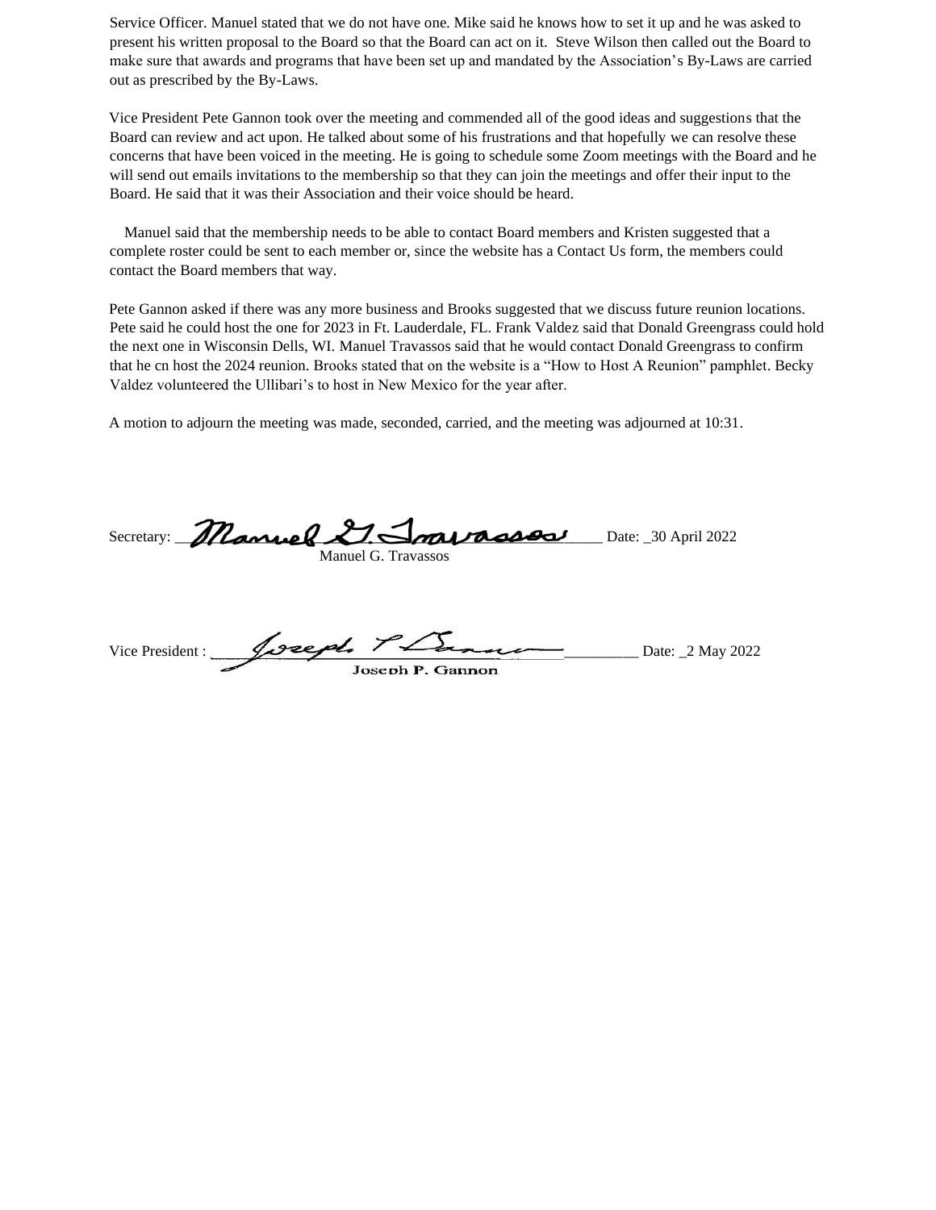Service Officer. Manuel stated that we do not have one. Mike said he knows how to set it up and he was asked to present his written proposal to the Board so that the Board can act on it. Steve Wilson then called out the Board to make sure that awards and programs that have been set up and mandated by the Association's By-Laws are carried out as prescribed by the By-Laws.

Vice President Pete Gannon took over the meeting and commended all of the good ideas and suggestions that the Board can review and act upon. He talked about some of his frustrations and that hopefully we can resolve these concerns that have been voiced in the meeting. He is going to schedule some Zoom meetings with the Board and he will send out emails invitations to the membership so that they can join the meetings and offer their input to the Board. He said that it was their Association and their voice should be heard.

Manuel said that the membership needs to be able to contact Board members and Kristen suggested that a complete roster could be sent to each member or, since the website has a Contact Us form, the members could contact the Board members that way.

Pete Gannon asked if there was any more business and Brooks suggested that we discuss future reunion locations. Pete said he could host the one for 2023 in Ft. Lauderdale, FL. Frank Valdez said that Donald Greengrass could hold the next one in Wisconsin Dells, WI. Manuel Travassos said that he would contact Donald Greengrass to confirm that he cn host the 2024 reunion. Brooks stated that on the website is a "How to Host A Reunion" pamphlet. Becky Valdez volunteered the Ullibari's to host in New Mexico for the year after.

A motion to adjourn the meeting was made, seconded, carried, and the meeting was adjourned at 10:31.

Secretary: _Manuel G. Travassos_ Date: _30 April 2022
Manuel G. Travassos

Vice President : _Joseph P. Gannon_ Date: _2 May 2022
Joseph P. Gannon